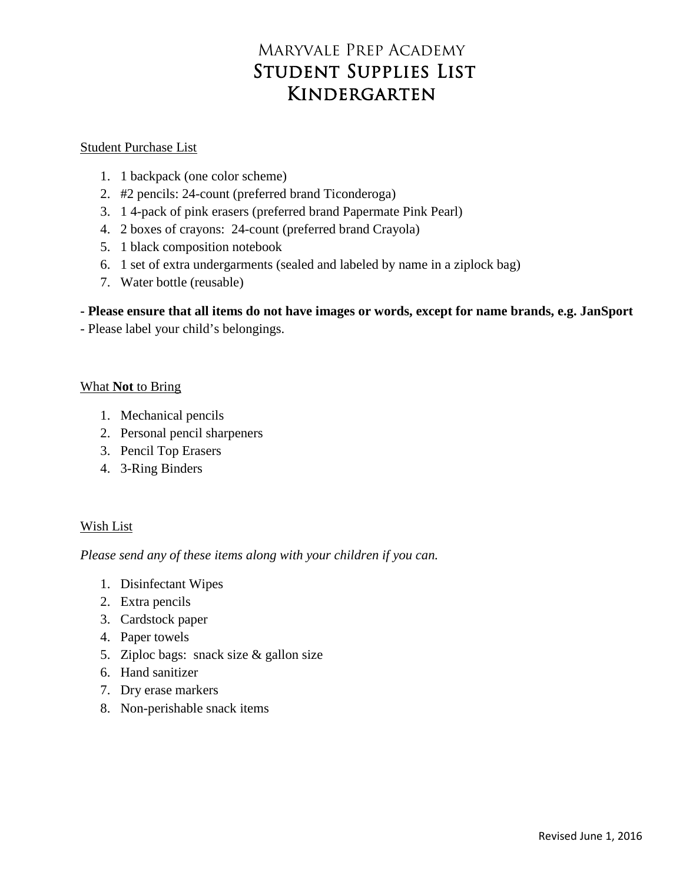# Maryvale Prep Academy
# Student Supplies List
# Kindergarten

Student Purchase List

1. 1 backpack (one color scheme)
2. #2 pencils: 24-count (preferred brand Ticonderoga)
3. 1 4-pack of pink erasers (preferred brand Papermate Pink Pearl)
4. 2 boxes of crayons: 24-count (preferred brand Crayola)
5. 1 black composition notebook
6. 1 set of extra undergarments (sealed and labeled by name in a ziplock bag)
7. Water bottle (reusable)

**- Please ensure that all items do not have images or words, except for name brands, e.g. JanSport**

- Please label your child's belongings.

What **Not** to Bring

1. Mechanical pencils
2. Personal pencil sharpeners
3. Pencil Top Erasers
4. 3-Ring Binders

Wish List

*Please send any of these items along with your children if you can.*

1. Disinfectant Wipes
2. Extra pencils
3. Cardstock paper
4. Paper towels
5. Ziploc bags: snack size & gallon size
6. Hand sanitizer
7. Dry erase markers
8. Non-perishable snack items

Revised June 1, 2016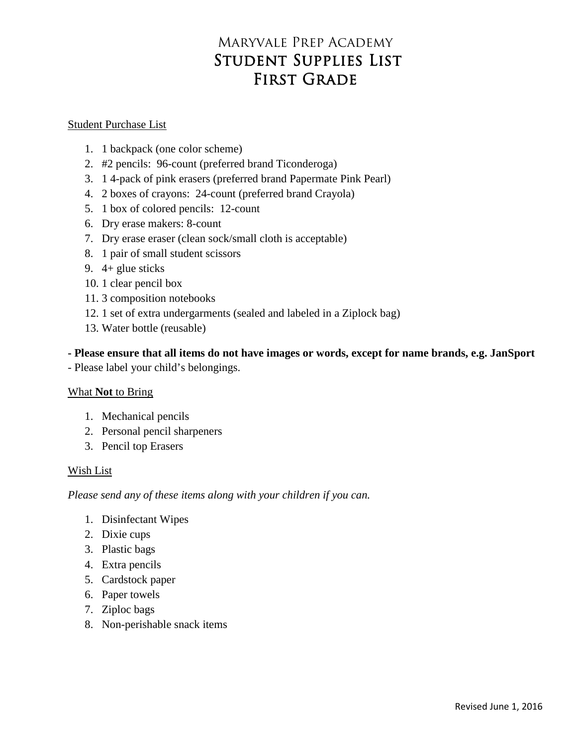# Maryvale Prep Academy
# Student Supplies List
# First Grade

Student Purchase List

1. 1 backpack (one color scheme)
2. #2 pencils: 96-count (preferred brand Ticonderoga)
3. 1 4-pack of pink erasers (preferred brand Papermate Pink Pearl)
4. 2 boxes of crayons: 24-count (preferred brand Crayola)
5. 1 box of colored pencils: 12-count
6. Dry erase makers: 8-count
7. Dry erase eraser (clean sock/small cloth is acceptable)
8. 1 pair of small student scissors
9. 4+ glue sticks
10. 1 clear pencil box
11. 3 composition notebooks
12. 1 set of extra undergarments (sealed and labeled in a Ziplock bag)
13. Water bottle (reusable)

**- Please ensure that all items do not have images or words, except for name brands, e.g. JanSport**

- Please label your child's belongings.

What **Not** to Bring

1. Mechanical pencils
2. Personal pencil sharpeners
3. Pencil top Erasers

Wish List

*Please send any of these items along with your children if you can.*

1. Disinfectant Wipes
2. Dixie cups
3. Plastic bags
4. Extra pencils
5. Cardstock paper
6. Paper towels
7. Ziploc bags
8. Non-perishable snack items

Revised June 1, 2016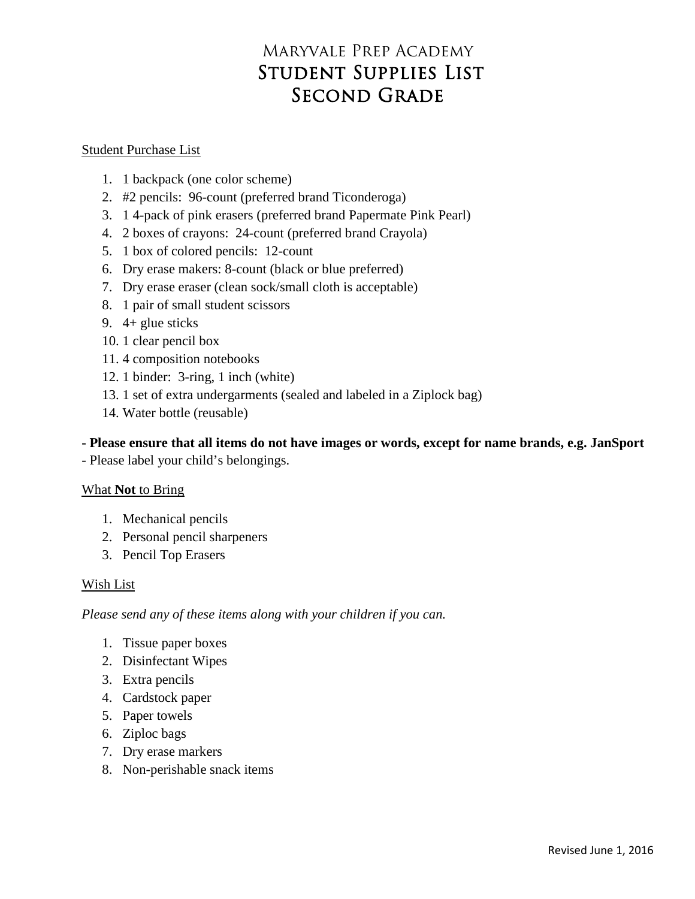# Maryvale Prep Academy
# Student Supplies List
# Second Grade

<u>Student Purchase List</u>

1. 1 backpack (one color scheme)
2. #2 pencils: 96-count (preferred brand Ticonderoga)
3. 1 4-pack of pink erasers (preferred brand Papermate Pink Pearl)
4. 2 boxes of crayons: 24-count (preferred brand Crayola)
5. 1 box of colored pencils: 12-count
6. Dry erase makers: 8-count (black or blue preferred)
7. Dry erase eraser (clean sock/small cloth is acceptable)
8. 1 pair of small student scissors
9. 4+ glue sticks
10. 1 clear pencil box
11. 4 composition notebooks
12. 1 binder: 3-ring, 1 inch (white)
13. 1 set of extra undergarments (sealed and labeled in a Ziplock bag)
14. Water bottle (reusable)

**- Please ensure that all items do not have images or words, except for name brands, e.g. JanSport**

- Please label your child's belongings.

<u>What **Not** to Bring</u>

1. Mechanical pencils
2. Personal pencil sharpeners
3. Pencil Top Erasers

<u>Wish List</u>

*Please send any of these items along with your children if you can.*

1. Tissue paper boxes
2. Disinfectant Wipes
3. Extra pencils
4. Cardstock paper
5. Paper towels
6. Ziploc bags
7. Dry erase markers
8. Non-perishable snack items

Revised June 1, 2016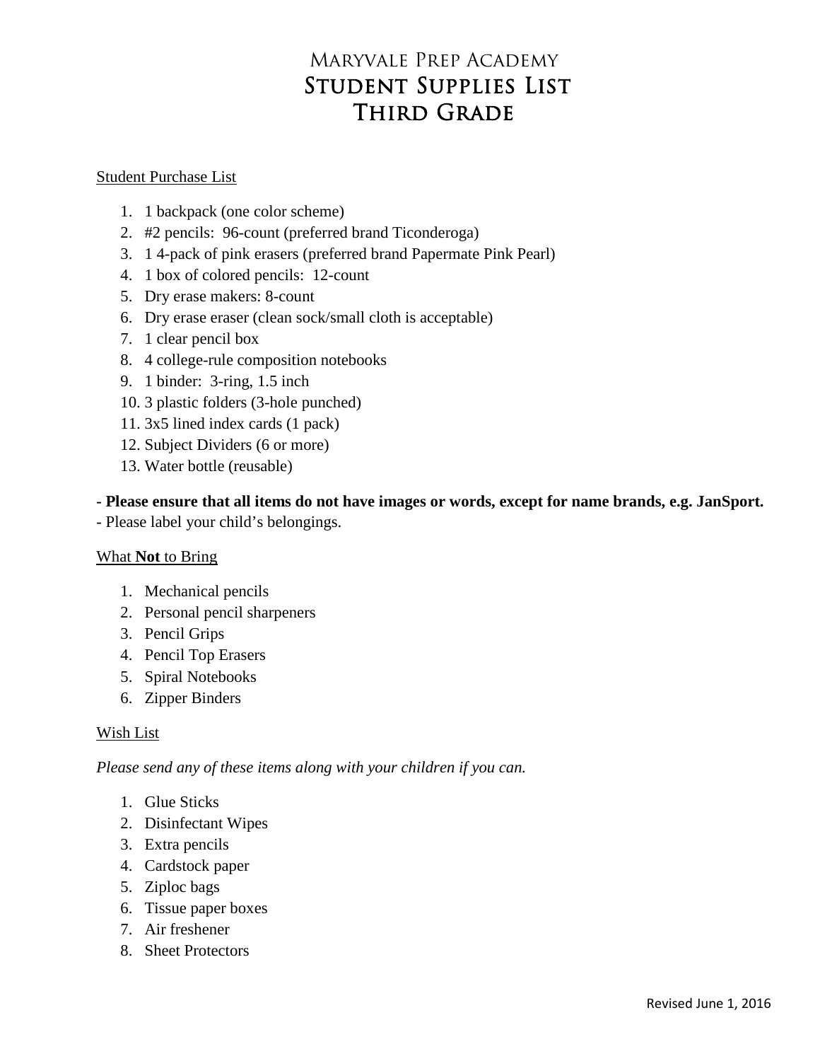# Maryvale Prep Academy
## Student Supplies List
## Third Grade

Student Purchase List

1. 1 backpack (one color scheme)
2. #2 pencils: 96-count (preferred brand Ticonderoga)
3. 1 4-pack of pink erasers (preferred brand Papermate Pink Pearl)
4. 1 box of colored pencils: 12-count
5. Dry erase makers: 8-count
6. Dry erase eraser (clean sock/small cloth is acceptable)
7. 1 clear pencil box
8. 4 college-rule composition notebooks
9. 1 binder: 3-ring, 1.5 inch
10. 3 plastic folders (3-hole punched)
11. 3x5 lined index cards (1 pack)
12. Subject Dividers (6 or more)
13. Water bottle (reusable)

**- Please ensure that all items do not have images or words, except for name brands, e.g. JanSport.**

- Please label your child's belongings.

What **Not** to Bring

1. Mechanical pencils
2. Personal pencil sharpeners
3. Pencil Grips
4. Pencil Top Erasers
5. Spiral Notebooks
6. Zipper Binders

Wish List

*Please send any of these items along with your children if you can.*

1. Glue Sticks
2. Disinfectant Wipes
3. Extra pencils
4. Cardstock paper
5. Ziploc bags
6. Tissue paper boxes
7. Air freshener
8. Sheet Protectors

Revised June 1, 2016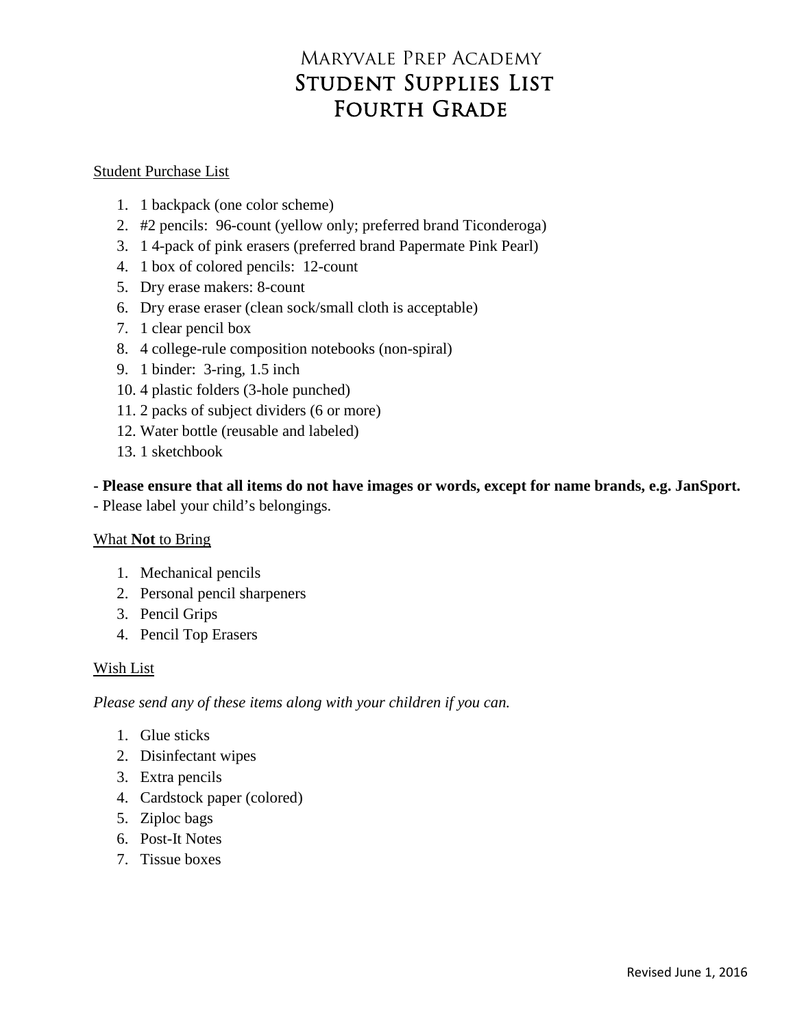# Maryvale Prep Academy
# Student Supplies List
# Fourth Grade

Student Purchase List

1. 1 backpack (one color scheme)
2. #2 pencils: 96-count (yellow only; preferred brand Ticonderoga)
3. 1 4-pack of pink erasers (preferred brand Papermate Pink Pearl)
4. 1 box of colored pencils: 12-count
5. Dry erase makers: 8-count
6. Dry erase eraser (clean sock/small cloth is acceptable)
7. 1 clear pencil box
8. 4 college-rule composition notebooks (non-spiral)
9. 1 binder: 3-ring, 1.5 inch
10. 4 plastic folders (3-hole punched)
11. 2 packs of subject dividers (6 or more)
12. Water bottle (reusable and labeled)
13. 1 sketchbook

**- Please ensure that all items do not have images or words, except for name brands, e.g. JanSport.**
- Please label your child's belongings.

What **Not** to Bring

1. Mechanical pencils
2. Personal pencil sharpeners
3. Pencil Grips
4. Pencil Top Erasers

Wish List

*Please send any of these items along with your children if you can.*

1. Glue sticks
2. Disinfectant wipes
3. Extra pencils
4. Cardstock paper (colored)
5. Ziploc bags
6. Post-It Notes
7. Tissue boxes

Revised June 1, 2016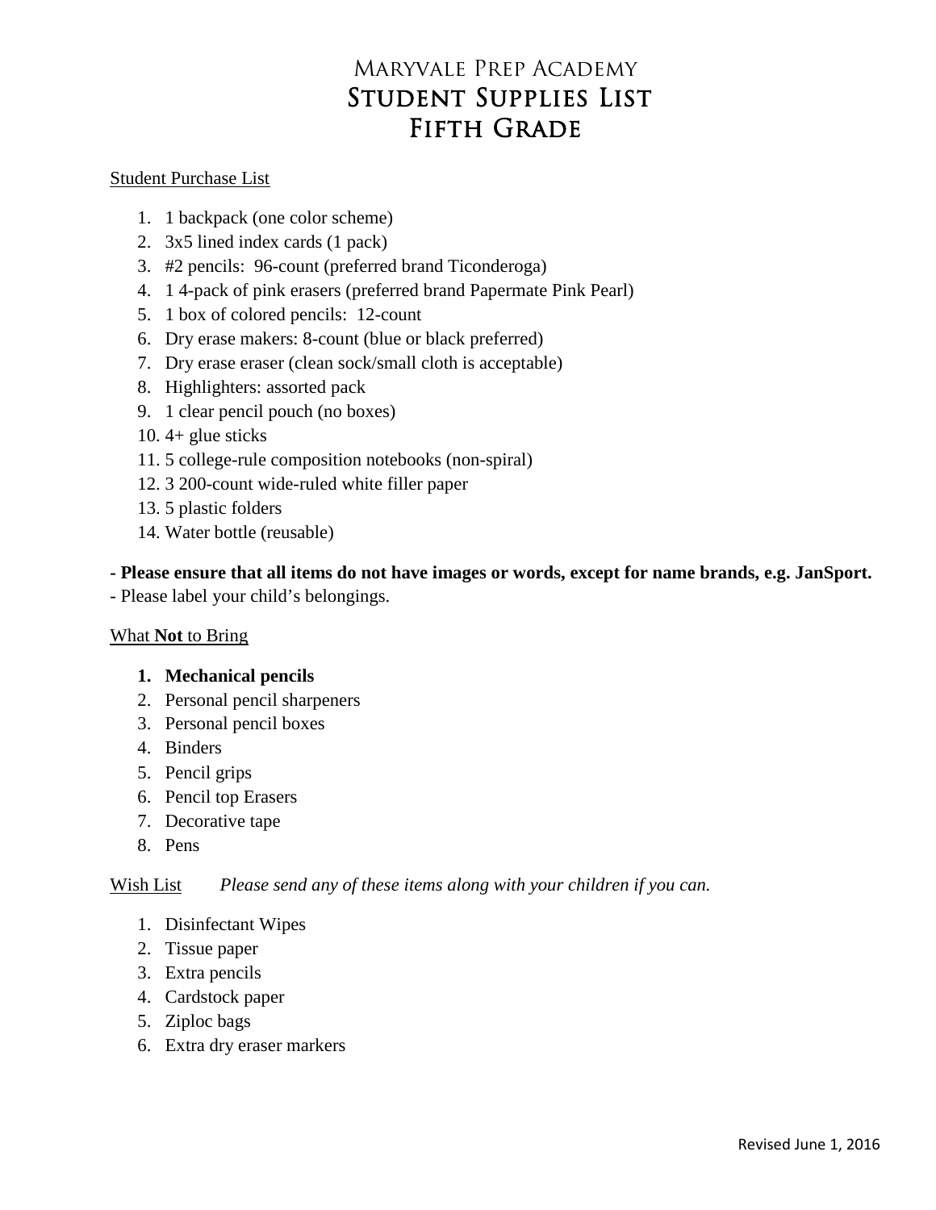# Maryvale Prep Academy
# Student Supplies List
# Fifth Grade

Student Purchase List

1. 1 backpack (one color scheme)
2. 3x5 lined index cards (1 pack)
3. #2 pencils: 96-count (preferred brand Ticonderoga)
4. 1 4-pack of pink erasers (preferred brand Papermate Pink Pearl)
5. 1 box of colored pencils: 12-count
6. Dry erase makers: 8-count (blue or black preferred)
7. Dry erase eraser (clean sock/small cloth is acceptable)
8. Highlighters: assorted pack
9. 1 clear pencil pouch (no boxes)
10. 4+ glue sticks
11. 5 college-rule composition notebooks (non-spiral)
12. 3 200-count wide-ruled white filler paper
13. 5 plastic folders
14. Water bottle (reusable)

**- Please ensure that all items do not have images or words, except for name brands, e.g. JanSport.**
- Please label your child's belongings.

What **Not** to Bring

1. **Mechanical pencils**
2. Personal pencil sharpeners
3. Personal pencil boxes
4. Binders
5. Pencil grips
6. Pencil top Erasers
7. Decorative tape
8. Pens

Wish List *Please send any of these items along with your children if you can.*

1. Disinfectant Wipes
2. Tissue paper
3. Extra pencils
4. Cardstock paper
5. Ziploc bags
6. Extra dry eraser markers

Revised June 1, 2016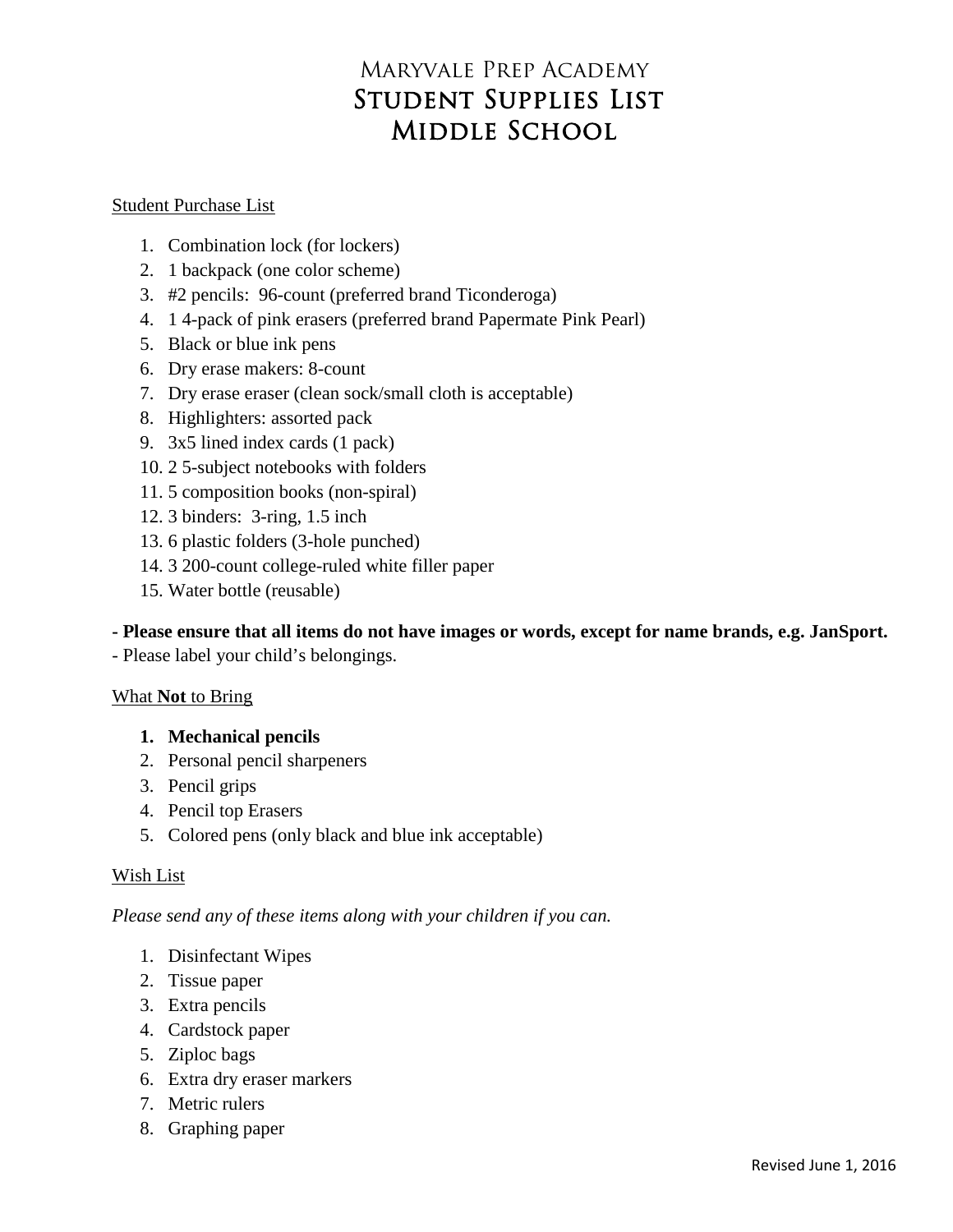# Maryvale Prep Academy
# Student Supplies List
# Middle School

Student Purchase List

1. Combination lock (for lockers)
2. 1 backpack (one color scheme)
3. #2 pencils: 96-count (preferred brand Ticonderoga)
4. 1 4-pack of pink erasers (preferred brand Papermate Pink Pearl)
5. Black or blue ink pens
6. Dry erase makers: 8-count
7. Dry erase eraser (clean sock/small cloth is acceptable)
8. Highlighters: assorted pack
9. 3x5 lined index cards (1 pack)
10. 2 5-subject notebooks with folders
11. 5 composition books (non-spiral)
12. 3 binders: 3-ring, 1.5 inch
13. 6 plastic folders (3-hole punched)
14. 3 200-count college-ruled white filler paper
15. Water bottle (reusable)

**- Please ensure that all items do not have images or words, except for name brands, e.g. JanSport.**

- Please label your child's belongings.

What **Not** to Bring

1. **Mechanical pencils**
2. Personal pencil sharpeners
3. Pencil grips
4. Pencil top Erasers
5. Colored pens (only black and blue ink acceptable)

Wish List

*Please send any of these items along with your children if you can.*

1. Disinfectant Wipes
2. Tissue paper
3. Extra pencils
4. Cardstock paper
5. Ziploc bags
6. Extra dry eraser markers
7. Metric rulers
8. Graphing paper

Revised June 1, 2016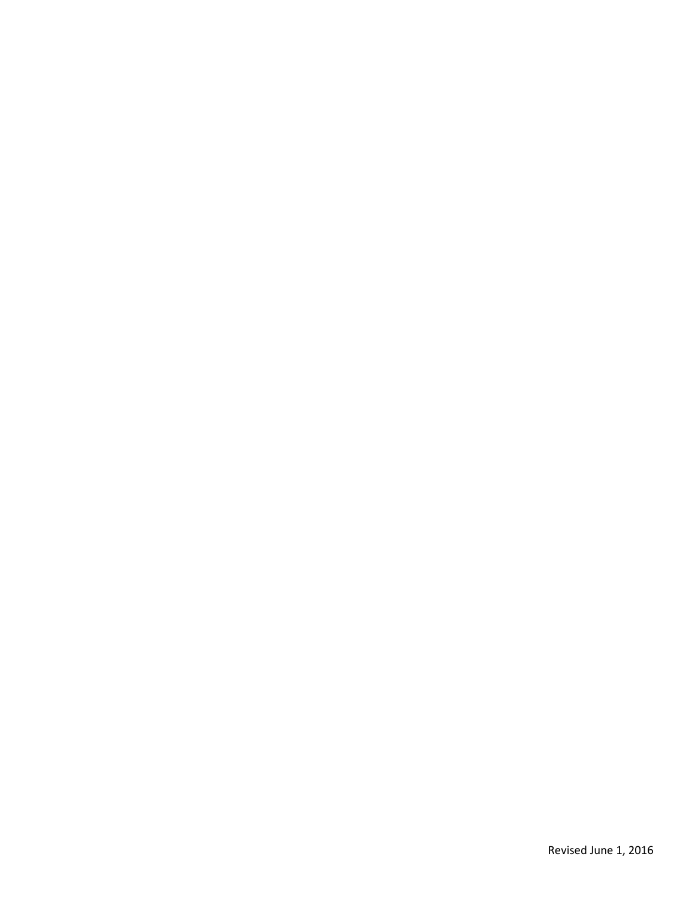Revised June 1, 2016